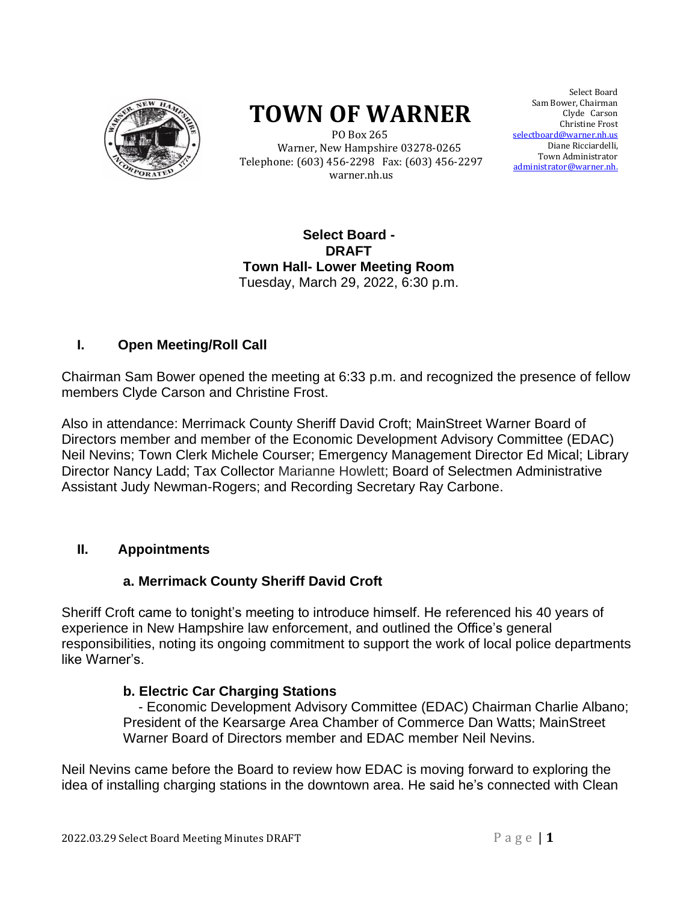# TOWN OF WARNER

PO Box 265
Warner, New Hampshire 03278-0265
Telephone: (603) 456-2298 Fax: (603) 456-2297
warner.nh.us

Select Board
Sam Bower, Chairman
Clyde Carson
Christine Frost
selectboard@warner.nh.us
Diane Ricciardelli,
Town Administrator
administrator@warner.nh.

**Select Board -**
**DRAFT**
**Town Hall- Lower Meeting Room**
Tuesday, March 29, 2022, 6:30 p.m.

## I. Open Meeting/Roll Call

Chairman Sam Bower opened the meeting at 6:33 p.m. and recognized the presence of fellow members Clyde Carson and Christine Frost.

Also in attendance: Merrimack County Sheriff David Croft; MainStreet Warner Board of Directors member and member of the Economic Development Advisory Committee (EDAC) Neil Nevins; Town Clerk Michele Courser; Emergency Management Director Ed Mical; Library Director Nancy Ladd; Tax Collector Marianne Howlett; Board of Selectmen Administrative Assistant Judy Newman-Rogers; and Recording Secretary Ray Carbone.

## II. Appointments

### a. Merrimack County Sheriff David Croft

Sheriff Croft came to tonight's meeting to introduce himself. He referenced his 40 years of experience in New Hampshire law enforcement, and outlined the Office's general responsibilities, noting its ongoing commitment to support the work of local police departments like Warner's.

### b. Electric Car Charging Stations

- Economic Development Advisory Committee (EDAC) Chairman Charlie Albano; President of the Kearsarge Area Chamber of Commerce Dan Watts; MainStreet Warner Board of Directors member and EDAC member Neil Nevins.

Neil Nevins came before the Board to review how EDAC is moving forward to exploring the idea of installing charging stations in the downtown area. He said he's connected with Clean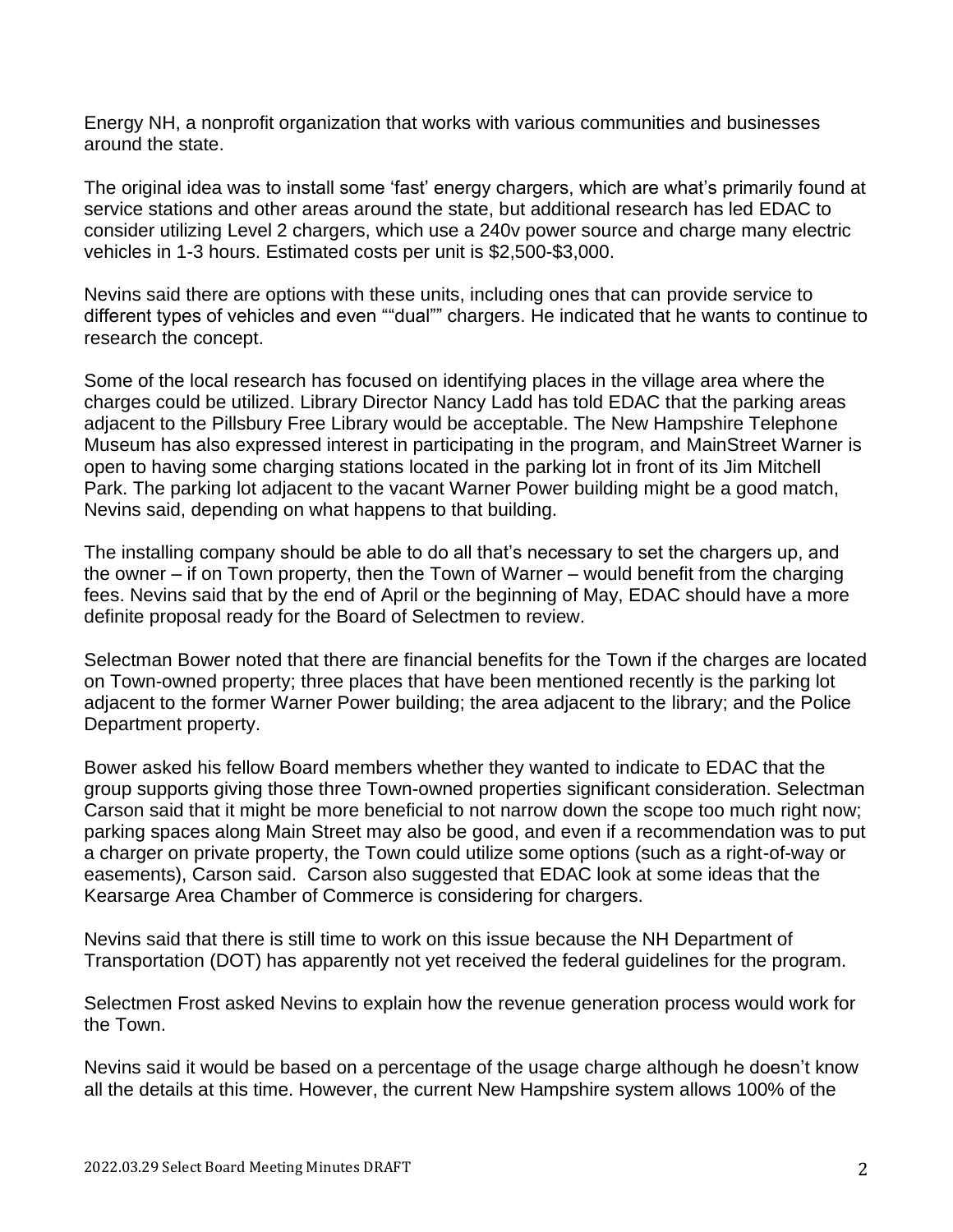Energy NH, a nonprofit organization that works with various communities and businesses around the state.

The original idea was to install some 'fast' energy chargers, which are what's primarily found at service stations and other areas around the state, but additional research has led EDAC to consider utilizing Level 2 chargers, which use a 240v power source and charge many electric vehicles in 1-3 hours. Estimated costs per unit is $2,500-$3,000.

Nevins said there are options with these units, including ones that can provide service to different types of vehicles and even ""dual"" chargers. He indicated that he wants to continue to research the concept.

Some of the local research has focused on identifying places in the village area where the charges could be utilized. Library Director Nancy Ladd has told EDAC that the parking areas adjacent to the Pillsbury Free Library would be acceptable. The New Hampshire Telephone Museum has also expressed interest in participating in the program, and MainStreet Warner is open to having some charging stations located in the parking lot in front of its Jim Mitchell Park. The parking lot adjacent to the vacant Warner Power building might be a good match, Nevins said, depending on what happens to that building.

The installing company should be able to do all that's necessary to set the chargers up, and the owner – if on Town property, then the Town of Warner – would benefit from the charging fees. Nevins said that by the end of April or the beginning of May, EDAC should have a more definite proposal ready for the Board of Selectmen to review.

Selectman Bower noted that there are financial benefits for the Town if the charges are located on Town-owned property; three places that have been mentioned recently is the parking lot adjacent to the former Warner Power building; the area adjacent to the library; and the Police Department property.

Bower asked his fellow Board members whether they wanted to indicate to EDAC that the group supports giving those three Town-owned properties significant consideration. Selectman Carson said that it might be more beneficial to not narrow down the scope too much right now; parking spaces along Main Street may also be good, and even if a recommendation was to put a charger on private property, the Town could utilize some options (such as a right-of-way or easements), Carson said. Carson also suggested that EDAC look at some ideas that the Kearsarge Area Chamber of Commerce is considering for chargers.

Nevins said that there is still time to work on this issue because the NH Department of Transportation (DOT) has apparently not yet received the federal guidelines for the program.

Selectmen Frost asked Nevins to explain how the revenue generation process would work for the Town.

Nevins said it would be based on a percentage of the usage charge although he doesn't know all the details at this time. However, the current New Hampshire system allows 100% of the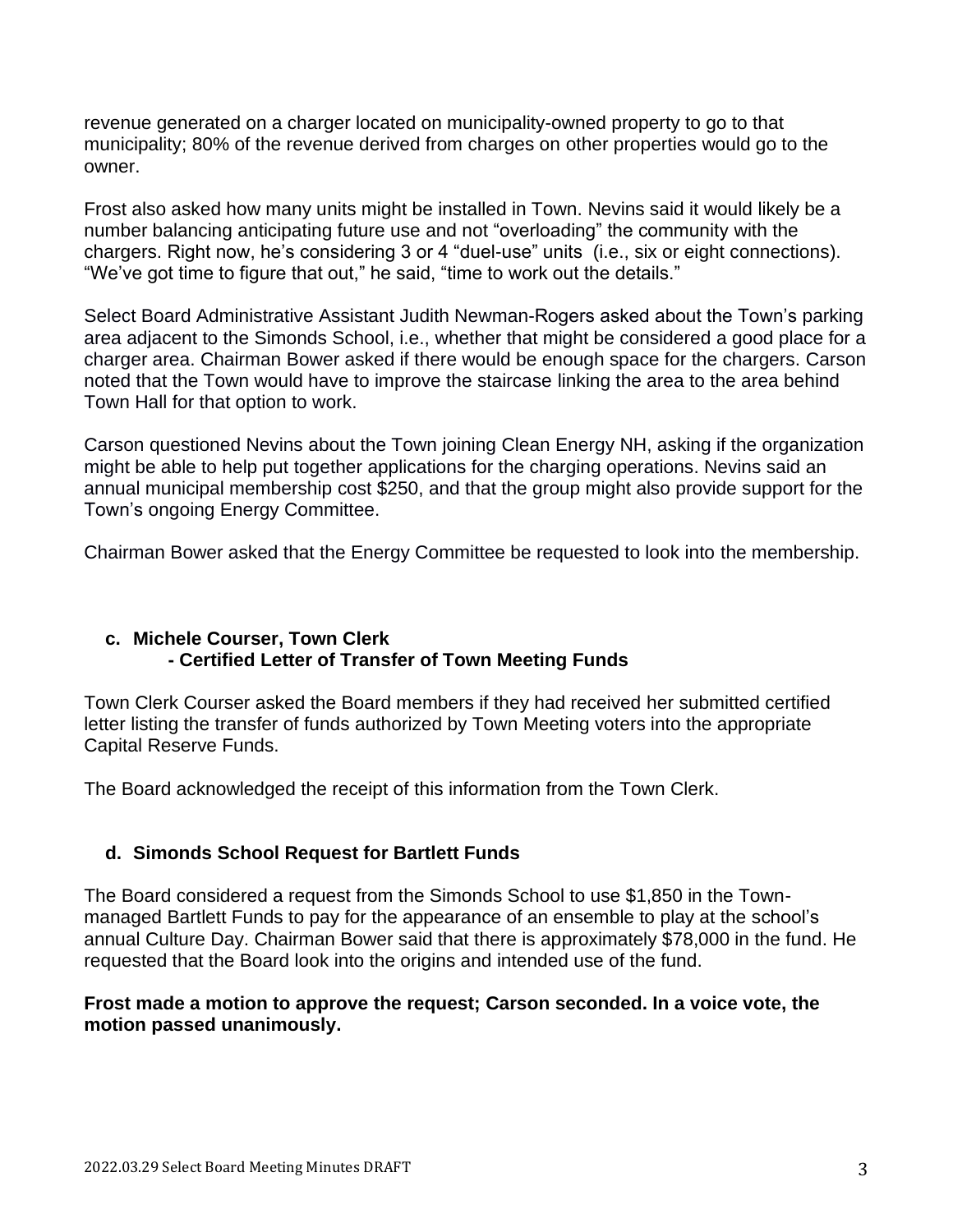revenue generated on a charger located on municipality-owned property to go to that municipality; 80% of the revenue derived from charges on other properties would go to the owner.

Frost also asked how many units might be installed in Town. Nevins said it would likely be a number balancing anticipating future use and not "overloading" the community with the chargers. Right now, he's considering 3 or 4 "duel-use" units (i.e., six or eight connections). "We've got time to figure that out," he said, "time to work out the details."

Select Board Administrative Assistant Judith Newman-Rogers asked about the Town's parking area adjacent to the Simonds School, i.e., whether that might be considered a good place for a charger area. Chairman Bower asked if there would be enough space for the chargers. Carson noted that the Town would have to improve the staircase linking the area to the area behind Town Hall for that option to work.

Carson questioned Nevins about the Town joining Clean Energy NH, asking if the organization might be able to help put together applications for the charging operations. Nevins said an annual municipal membership cost $250, and that the group might also provide support for the Town's ongoing Energy Committee.

Chairman Bower asked that the Energy Committee be requested to look into the membership.

### c. Michele Courser, Town Clerk
### - Certified Letter of Transfer of Town Meeting Funds

Town Clerk Courser asked the Board members if they had received her submitted certified letter listing the transfer of funds authorized by Town Meeting voters into the appropriate Capital Reserve Funds.

The Board acknowledged the receipt of this information from the Town Clerk.

### d. Simonds School Request for Bartlett Funds

The Board considered a request from the Simonds School to use $1,850 in the Town-managed Bartlett Funds to pay for the appearance of an ensemble to play at the school's annual Culture Day. Chairman Bower said that there is approximately $78,000 in the fund. He requested that the Board look into the origins and intended use of the fund.

**Frost made a motion to approve the request; Carson seconded. In a voice vote, the motion passed unanimously.**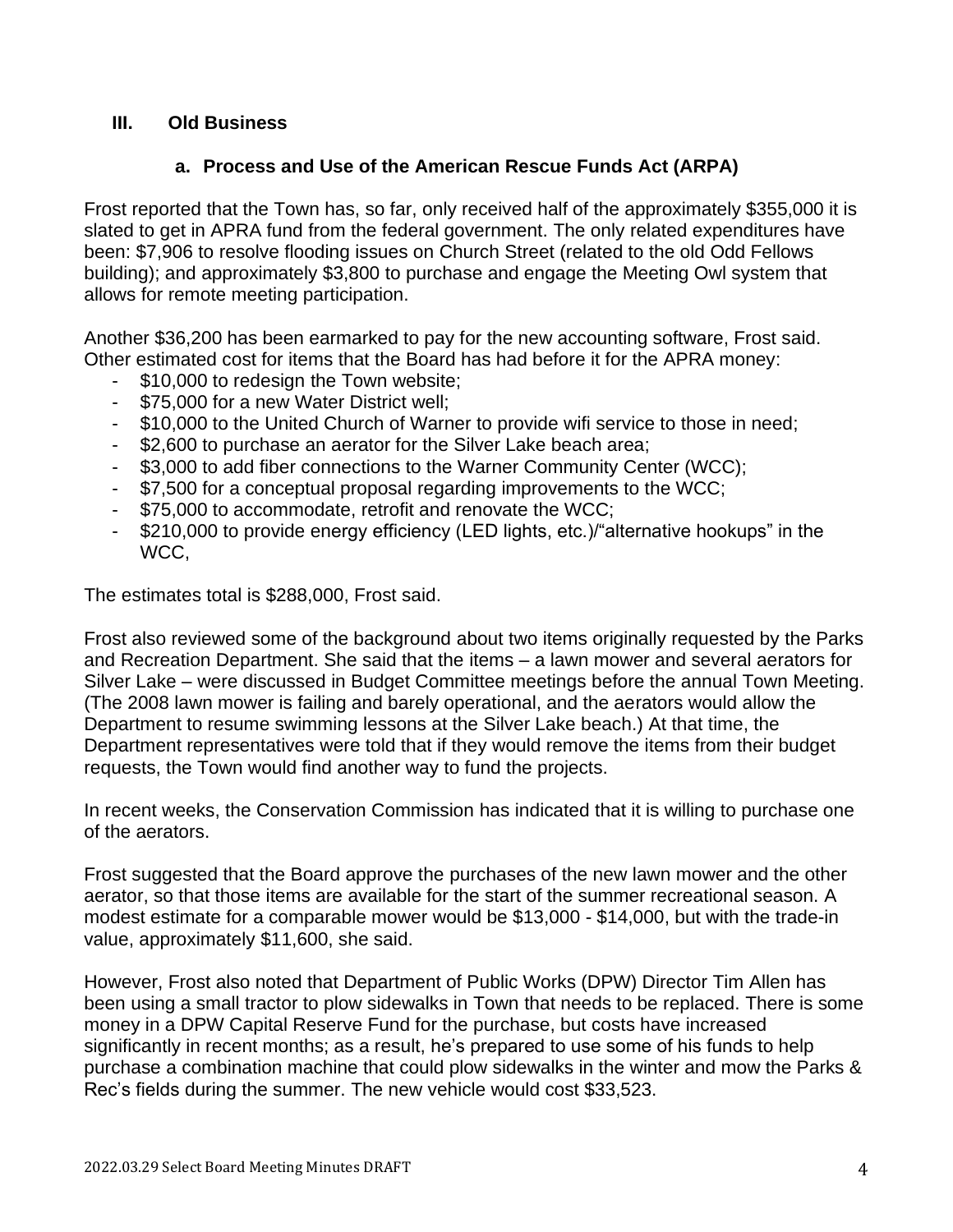## III. Old Business

### a. Process and Use of the American Rescue Funds Act (ARPA)

Frost reported that the Town has, so far, only received half of the approximately $355,000 it is slated to get in APRA fund from the federal government. The only related expenditures have been: $7,906 to resolve flooding issues on Church Street (related to the old Odd Fellows building); and approximately $3,800 to purchase and engage the Meeting Owl system that allows for remote meeting participation.

Another $36,200 has been earmarked to pay for the new accounting software, Frost said. Other estimated cost for items that the Board has had before it for the APRA money:

- $10,000 to redesign the Town website;
- $75,000 for a new Water District well;
- $10,000 to the United Church of Warner to provide wifi service to those in need;
- $2,600 to purchase an aerator for the Silver Lake beach area;
- $3,000 to add fiber connections to the Warner Community Center (WCC);
- $7,500 for a conceptual proposal regarding improvements to the WCC;
- $75,000 to accommodate, retrofit and renovate the WCC;
- $210,000 to provide energy efficiency (LED lights, etc.)/"alternative hookups" in the WCC,

The estimates total is $288,000, Frost said.

Frost also reviewed some of the background about two items originally requested by the Parks and Recreation Department. She said that the items – a lawn mower and several aerators for Silver Lake – were discussed in Budget Committee meetings before the annual Town Meeting. (The 2008 lawn mower is failing and barely operational, and the aerators would allow the Department to resume swimming lessons at the Silver Lake beach.) At that time, the Department representatives were told that if they would remove the items from their budget requests, the Town would find another way to fund the projects.

In recent weeks, the Conservation Commission has indicated that it is willing to purchase one of the aerators.

Frost suggested that the Board approve the purchases of the new lawn mower and the other aerator, so that those items are available for the start of the summer recreational season. A modest estimate for a comparable mower would be $13,000 - $14,000, but with the trade-in value, approximately $11,600, she said.

However, Frost also noted that Department of Public Works (DPW) Director Tim Allen has been using a small tractor to plow sidewalks in Town that needs to be replaced. There is some money in a DPW Capital Reserve Fund for the purchase, but costs have increased significantly in recent months; as a result, he's prepared to use some of his funds to help purchase a combination machine that could plow sidewalks in the winter and mow the Parks & Rec's fields during the summer. The new vehicle would cost $33,523.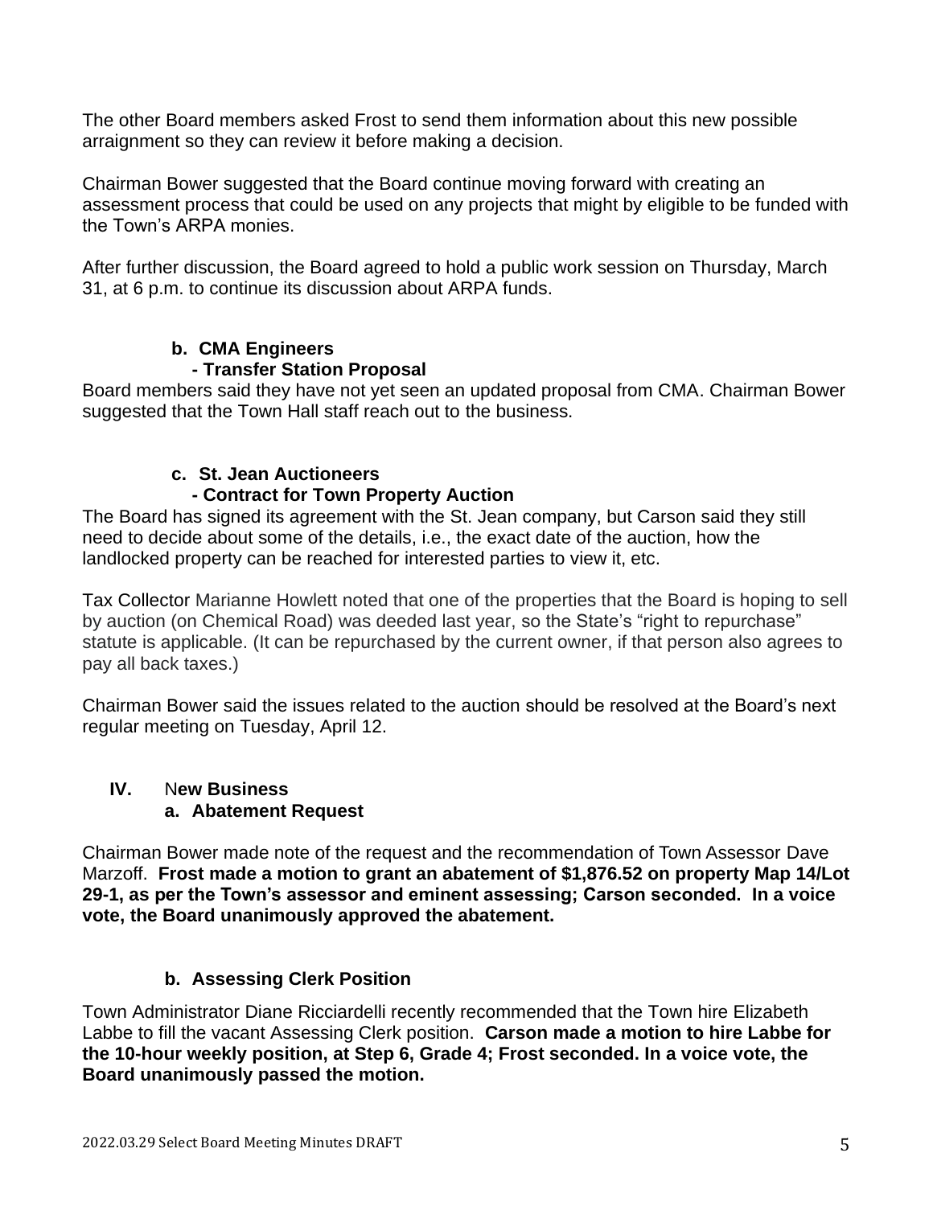The other Board members asked Frost to send them information about this new possible arraignment so they can review it before making a decision.

Chairman Bower suggested that the Board continue moving forward with creating an assessment process that could be used on any projects that might by eligible to be funded with the Town's ARPA monies.

After further discussion, the Board agreed to hold a public work session on Thursday, March 31, at 6 p.m. to continue its discussion about ARPA funds.

**b. CMA Engineers**
**- Transfer Station Proposal**

Board members said they have not yet seen an updated proposal from CMA. Chairman Bower suggested that the Town Hall staff reach out to the business.

**c. St. Jean Auctioneers**
**- Contract for Town Property Auction**

The Board has signed its agreement with the St. Jean company, but Carson said they still need to decide about some of the details, i.e., the exact date of the auction, how the landlocked property can be reached for interested parties to view it, etc.

Tax Collector Marianne Howlett noted that one of the properties that the Board is hoping to sell by auction (on Chemical Road) was deeded last year, so the State's "right to repurchase" statute is applicable. (It can be repurchased by the current owner, if that person also agrees to pay all back taxes.)

Chairman Bower said the issues related to the auction should be resolved at the Board's next regular meeting on Tuesday, April 12.

## IV. New Business

### a. Abatement Request

Chairman Bower made note of the request and the recommendation of Town Assessor Dave Marzoff. **Frost made a motion to grant an abatement of $1,876.52 on property Map 14/Lot 29-1, as per the Town's assessor and eminent assessing; Carson seconded. In a voice vote, the Board unanimously approved the abatement.**

### b. Assessing Clerk Position

Town Administrator Diane Ricciardelli recently recommended that the Town hire Elizabeth Labbe to fill the vacant Assessing Clerk position. **Carson made a motion to hire Labbe for the 10-hour weekly position, at Step 6, Grade 4; Frost seconded. In a voice vote, the Board unanimously passed the motion.**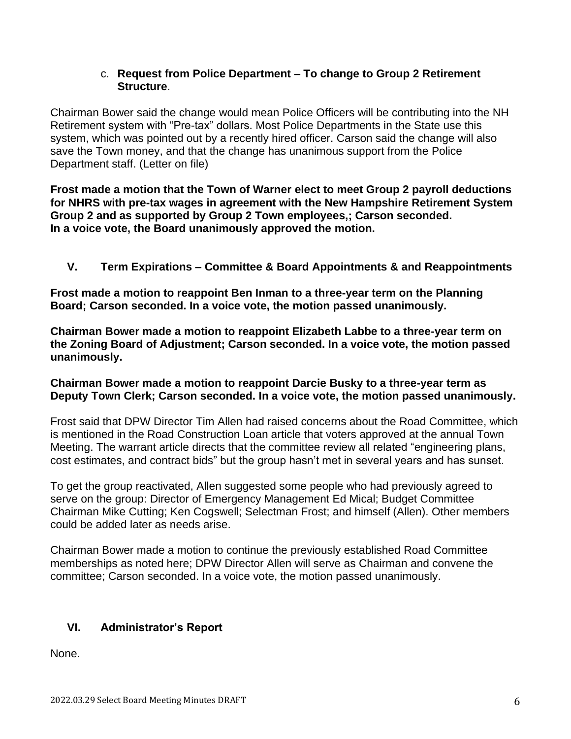c. **Request from Police Department – To change to Group 2 Retirement Structure**.

Chairman Bower said the change would mean Police Officers will be contributing into the NH Retirement system with "Pre-tax" dollars. Most Police Departments in the State use this system, which was pointed out by a recently hired officer. Carson said the change will also save the Town money, and that the change has unanimous support from the Police Department staff. (Letter on file)

**Frost made a motion that the Town of Warner elect to meet Group 2 payroll deductions for NHRS with pre-tax wages in agreement with the New Hampshire Retirement System Group 2 and as supported by Group 2 Town employees,; Carson seconded. In a voice vote, the Board unanimously approved the motion.**

## V. Term Expirations – Committee & Board Appointments & and Reappointments

**Frost made a motion to reappoint Ben Inman to a three-year term on the Planning Board; Carson seconded. In a voice vote, the motion passed unanimously.**

**Chairman Bower made a motion to reappoint Elizabeth Labbe to a three-year term on the Zoning Board of Adjustment; Carson seconded. In a voice vote, the motion passed unanimously.**

**Chairman Bower made a motion to reappoint Darcie Busky to a three-year term as Deputy Town Clerk; Carson seconded. In a voice vote, the motion passed unanimously.**

Frost said that DPW Director Tim Allen had raised concerns about the Road Committee, which is mentioned in the Road Construction Loan article that voters approved at the annual Town Meeting. The warrant article directs that the committee review all related "engineering plans, cost estimates, and contract bids" but the group hasn't met in several years and has sunset.

To get the group reactivated, Allen suggested some people who had previously agreed to serve on the group: Director of Emergency Management Ed Mical; Budget Committee Chairman Mike Cutting; Ken Cogswell; Selectman Frost; and himself (Allen). Other members could be added later as needs arise.

Chairman Bower made a motion to continue the previously established Road Committee memberships as noted here; DPW Director Allen will serve as Chairman and convene the committee; Carson seconded. In a voice vote, the motion passed unanimously.

## VI. Administrator's Report

None.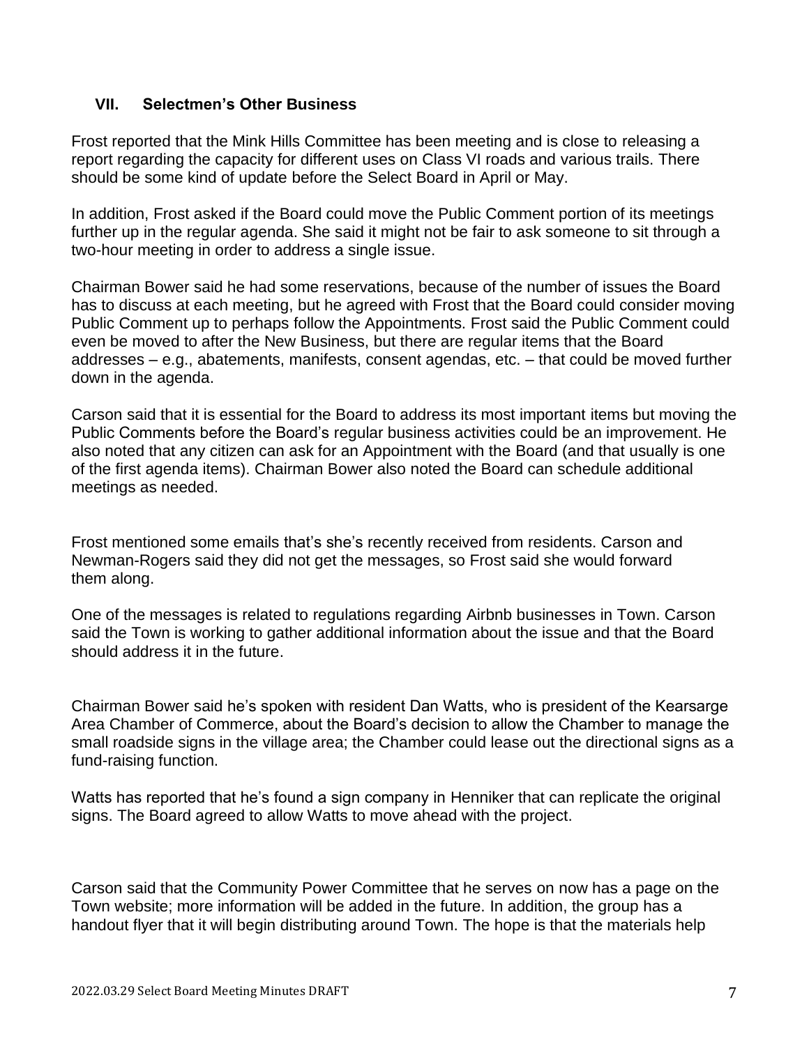## VII. Selectmen's Other Business

Frost reported that the Mink Hills Committee has been meeting and is close to releasing a report regarding the capacity for different uses on Class VI roads and various trails. There should be some kind of update before the Select Board in April or May.

In addition, Frost asked if the Board could move the Public Comment portion of its meetings further up in the regular agenda. She said it might not be fair to ask someone to sit through a two-hour meeting in order to address a single issue.

Chairman Bower said he had some reservations, because of the number of issues the Board has to discuss at each meeting, but he agreed with Frost that the Board could consider moving Public Comment up to perhaps follow the Appointments. Frost said the Public Comment could even be moved to after the New Business, but there are regular items that the Board addresses – e.g., abatements, manifests, consent agendas, etc. – that could be moved further down in the agenda.

Carson said that it is essential for the Board to address its most important items but moving the Public Comments before the Board's regular business activities could be an improvement. He also noted that any citizen can ask for an Appointment with the Board (and that usually is one of the first agenda items). Chairman Bower also noted the Board can schedule additional meetings as needed.

Frost mentioned some emails that's she's recently received from residents. Carson and Newman-Rogers said they did not get the messages, so Frost said she would forward them along.

One of the messages is related to regulations regarding Airbnb businesses in Town. Carson said the Town is working to gather additional information about the issue and that the Board should address it in the future.

Chairman Bower said he's spoken with resident Dan Watts, who is president of the Kearsarge Area Chamber of Commerce, about the Board's decision to allow the Chamber to manage the small roadside signs in the village area; the Chamber could lease out the directional signs as a fund-raising function.

Watts has reported that he's found a sign company in Henniker that can replicate the original signs. The Board agreed to allow Watts to move ahead with the project.

Carson said that the Community Power Committee that he serves on now has a page on the Town website; more information will be added in the future. In addition, the group has a handout flyer that it will begin distributing around Town. The hope is that the materials help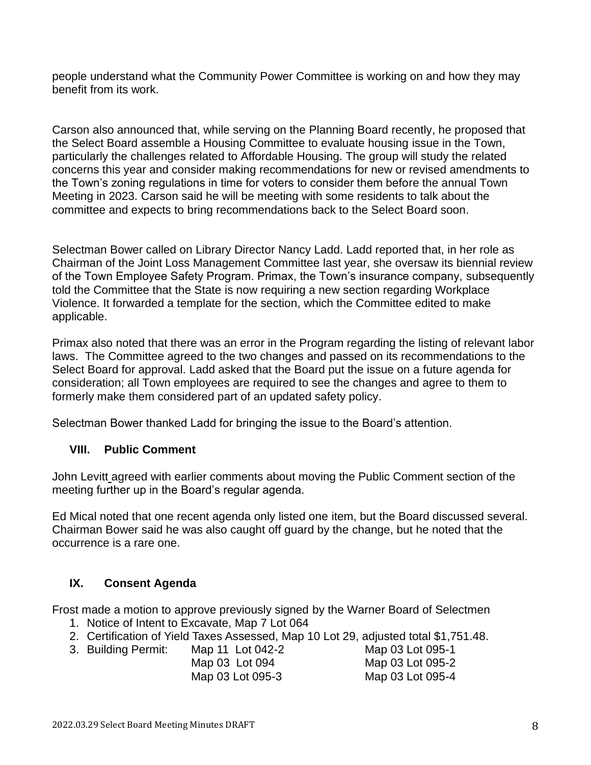people understand what the Community Power Committee is working on and how they may benefit from its work.

Carson also announced that, while serving on the Planning Board recently, he proposed that the Select Board assemble a Housing Committee to evaluate housing issue in the Town, particularly the challenges related to Affordable Housing. The group will study the related concerns this year and consider making recommendations for new or revised amendments to the Town's zoning regulations in time for voters to consider them before the annual Town Meeting in 2023. Carson said he will be meeting with some residents to talk about the committee and expects to bring recommendations back to the Select Board soon.

Selectman Bower called on Library Director Nancy Ladd. Ladd reported that, in her role as Chairman of the Joint Loss Management Committee last year, she oversaw its biennial review of the Town Employee Safety Program. Primax, the Town's insurance company, subsequently told the Committee that the State is now requiring a new section regarding Workplace Violence. It forwarded a template for the section, which the Committee edited to make applicable.

Primax also noted that there was an error in the Program regarding the listing of relevant labor laws. The Committee agreed to the two changes and passed on its recommendations to the Select Board for approval. Ladd asked that the Board put the issue on a future agenda for consideration; all Town employees are required to see the changes and agree to them to formerly make them considered part of an updated safety policy.

Selectman Bower thanked Ladd for bringing the issue to the Board's attention.

## VIII. Public Comment

John Levitt agreed with earlier comments about moving the Public Comment section of the meeting further up in the Board's regular agenda.

Ed Mical noted that one recent agenda only listed one item, but the Board discussed several. Chairman Bower said he was also caught off guard by the change, but he noted that the occurrence is a rare one.

## IX. Consent Agenda

Frost made a motion to approve previously signed by the Warner Board of Selectmen

1. Notice of Intent to Excavate, Map 7 Lot 064
2. Certification of Yield Taxes Assessed, Map 10 Lot 29, adjusted total $1,751.48.
3. Building Permit:
   - Map 11 Lot 042-2
   - Map 03 Lot 095-1
   - Map 03 Lot 094
   - Map 03 Lot 095-2
   - Map 03 Lot 095-3
   - Map 03 Lot 095-4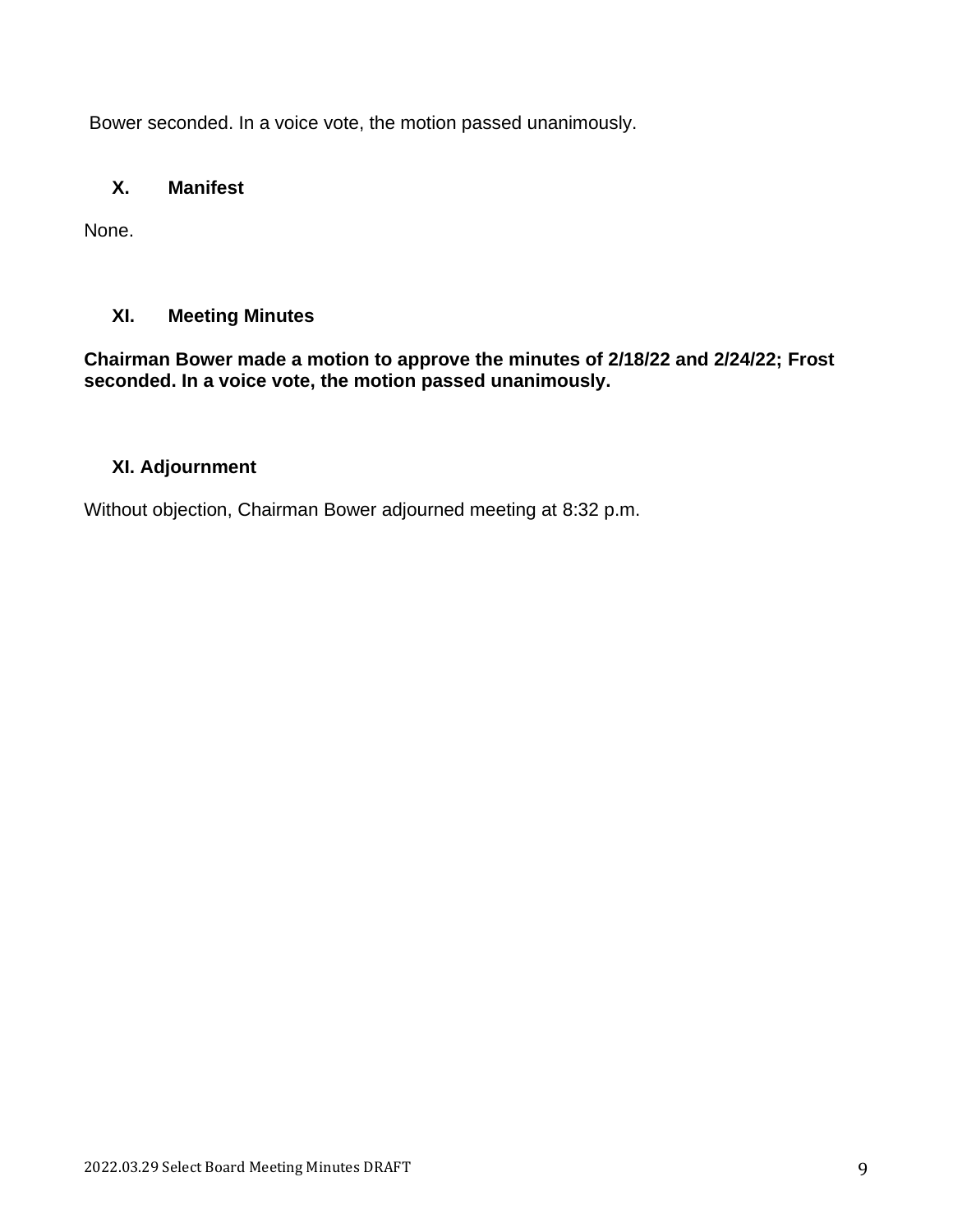Bower seconded. In a voice vote, the motion passed unanimously.

## X. Manifest

None.

## XI. Meeting Minutes

**Chairman Bower made a motion to approve the minutes of 2/18/22 and 2/24/22; Frost seconded. In a voice vote, the motion passed unanimously.**

## XI. Adjournment

Without objection, Chairman Bower adjourned meeting at 8:32 p.m.